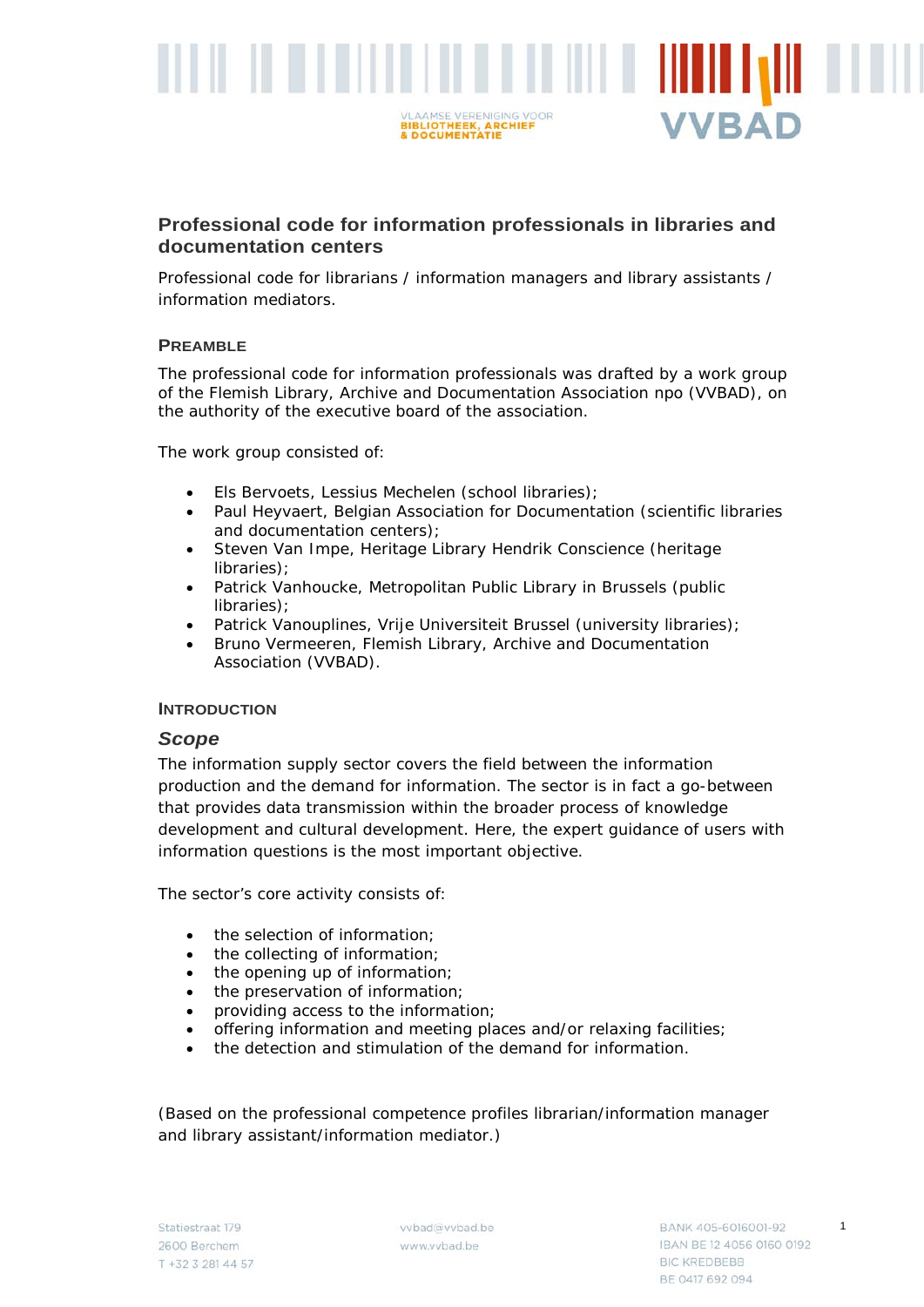# Professional code for information professionals in libraries and documentation centers

Professional code for librarians / information managers and library assistants / information mediators.

## Preamble

The professional code for information professionals was drafted by a work group of the Flemish Library, Archive and Documentation Association npo (VVBAD), on the authority of the executive board of the association.

The work group consisted of:

- Els Bervoets, Lessius Mechelen (school libraries);
- Paul Heyvaert, Belgian Association for Documentation (scientific libraries and documentation centers);
- Steven Van Impe, Heritage Library Hendrik Conscience (heritage libraries);
- Patrick Vanhoucke, Metropolitan Public Library in Brussels (public libraries);
- Patrick Vanouplines, Vrije Universiteit Brussel (university libraries);
- Bruno Vermeeren, Flemish Library, Archive and Documentation Association (VVBAD).

## Introduction

### *Scope*

The information supply sector covers the field between the information production and the demand for information. The sector is in fact a go-between that provides data transmission within the broader process of knowledge development and cultural development. Here, the expert guidance of users with information questions is the most important objective.

The sector's core activity consists of:

- the selection of information;
- the collecting of information;
- the opening up of information;
- the preservation of information;
- providing access to the information;
- offering information and meeting places and/or relaxing facilities;
- the detection and stimulation of the demand for information.

(Based on the professional competence profiles librarian/information manager and library assistant/information mediator.)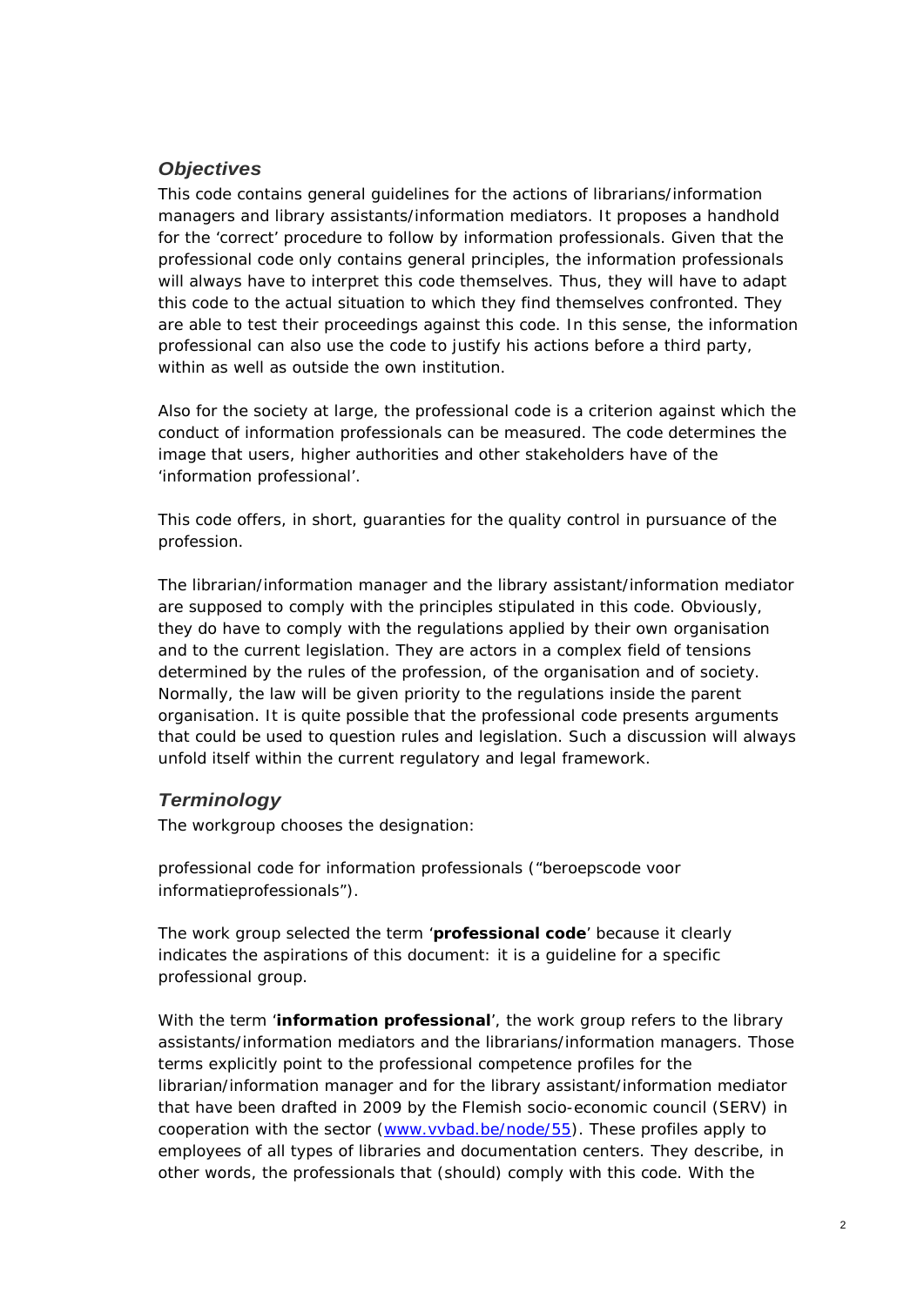## *Objectives*

This code contains general guidelines for the actions of librarians/information managers and library assistants/information mediators. It proposes a handhold for the 'correct' procedure to follow by information professionals. Given that the professional code only contains general principles, the information professionals will always have to interpret this code themselves. Thus, they will have to adapt this code to the actual situation to which they find themselves confronted. They are able to test their proceedings against this code. In this sense, the information professional can also use the code to justify his actions before a third party, within as well as outside the own institution.

Also for the society at large, the professional code is a criterion against which the conduct of information professionals can be measured. The code determines the image that users, higher authorities and other stakeholders have of the 'information professional'.

This code offers, in short, guaranties for the quality control in pursuance of the profession.

The librarian/information manager and the library assistant/information mediator are supposed to comply with the principles stipulated in this code. Obviously, they do have to comply with the regulations applied by their own organisation and to the current legislation. They are actors in a complex field of tensions determined by the rules of the profession, of the organisation and of society. Normally, the law will be given priority to the regulations inside the parent organisation. It is quite possible that the professional code presents arguments that could be used to question rules and legislation. Such a discussion will always unfold itself within the current regulatory and legal framework.

## *Terminology*

The workgroup chooses the designation:

professional code for information professionals ("beroepscode voor informatieprofessionals").

The work group selected the term '**professional code**' because it clearly indicates the aspirations of this document: it is a guideline for a specific professional group.

With the term '**information professional**', the work group refers to the library assistants/information mediators and the librarians/information managers. Those terms explicitly point to the professional competence profiles for the librarian/information manager and for the library assistant/information mediator that have been drafted in 2009 by the Flemish socio-economic council (SERV) in cooperation with the sector (www.vvbad.be/node/55). These profiles apply to employees of all types of libraries and documentation centers. They describe, in other words, the professionals that (should) comply with this code. With the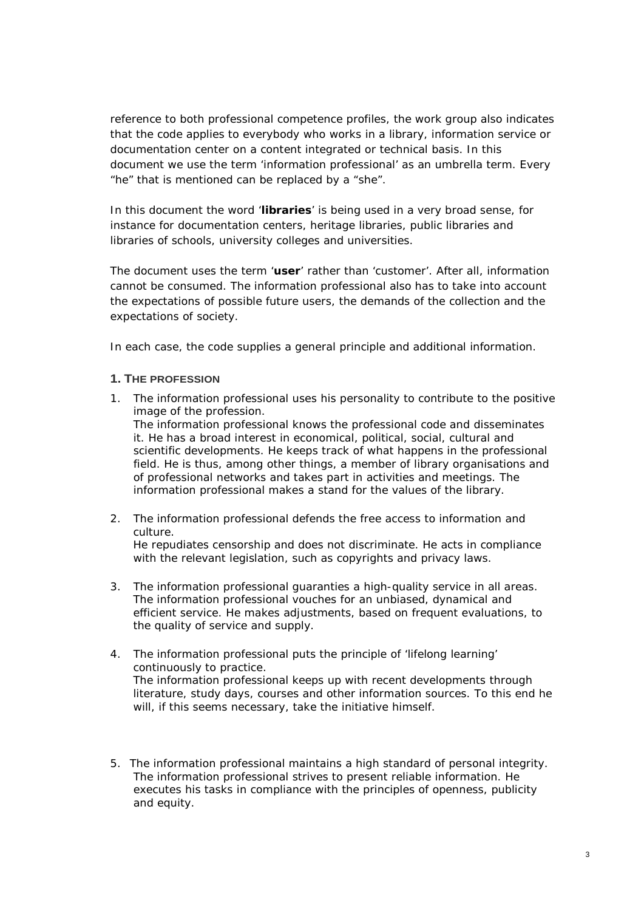reference to both professional competence profiles, the work group also indicates that the code applies to everybody who works in a library, information service or documentation center on a content integrated or technical basis. In this document we use the term 'information professional' as an umbrella term. Every "he" that is mentioned can be replaced by a "she".

In this document the word '**libraries**' is being used in a very broad sense, for instance for documentation centers, heritage libraries, public libraries and libraries of schools, university colleges and universities.

The document uses the term '**user**' rather than 'customer'. After all, information cannot be consumed. The information professional also has to take into account the expectations of possible future users, the demands of the collection and the expectations of society.

In each case, the code supplies a general principle and additional information.

## 1. The profession

1. The information professional uses his personality to contribute to the positive image of the profession.
   The information professional knows the professional code and disseminates it. He has a broad interest in economical, political, social, cultural and scientific developments. He keeps track of what happens in the professional field. He is thus, among other things, a member of library organisations and of professional networks and takes part in activities and meetings. The information professional makes a stand for the values of the library.

2. The information professional defends the free access to information and culture.
   He repudiates censorship and does not discriminate. He acts in compliance with the relevant legislation, such as copyrights and privacy laws.

3. The information professional guaranties a high-quality service in all areas.
   The information professional vouches for an unbiased, dynamical and efficient service. He makes adjustments, based on frequent evaluations, to the quality of service and supply.

4. The information professional puts the principle of 'lifelong learning' continuously to practice.
   The information professional keeps up with recent developments through literature, study days, courses and other information sources. To this end he will, if this seems necessary, take the initiative himself.

5. The information professional maintains a high standard of personal integrity.
   The information professional strives to present reliable information. He executes his tasks in compliance with the principles of openness, publicity and equity.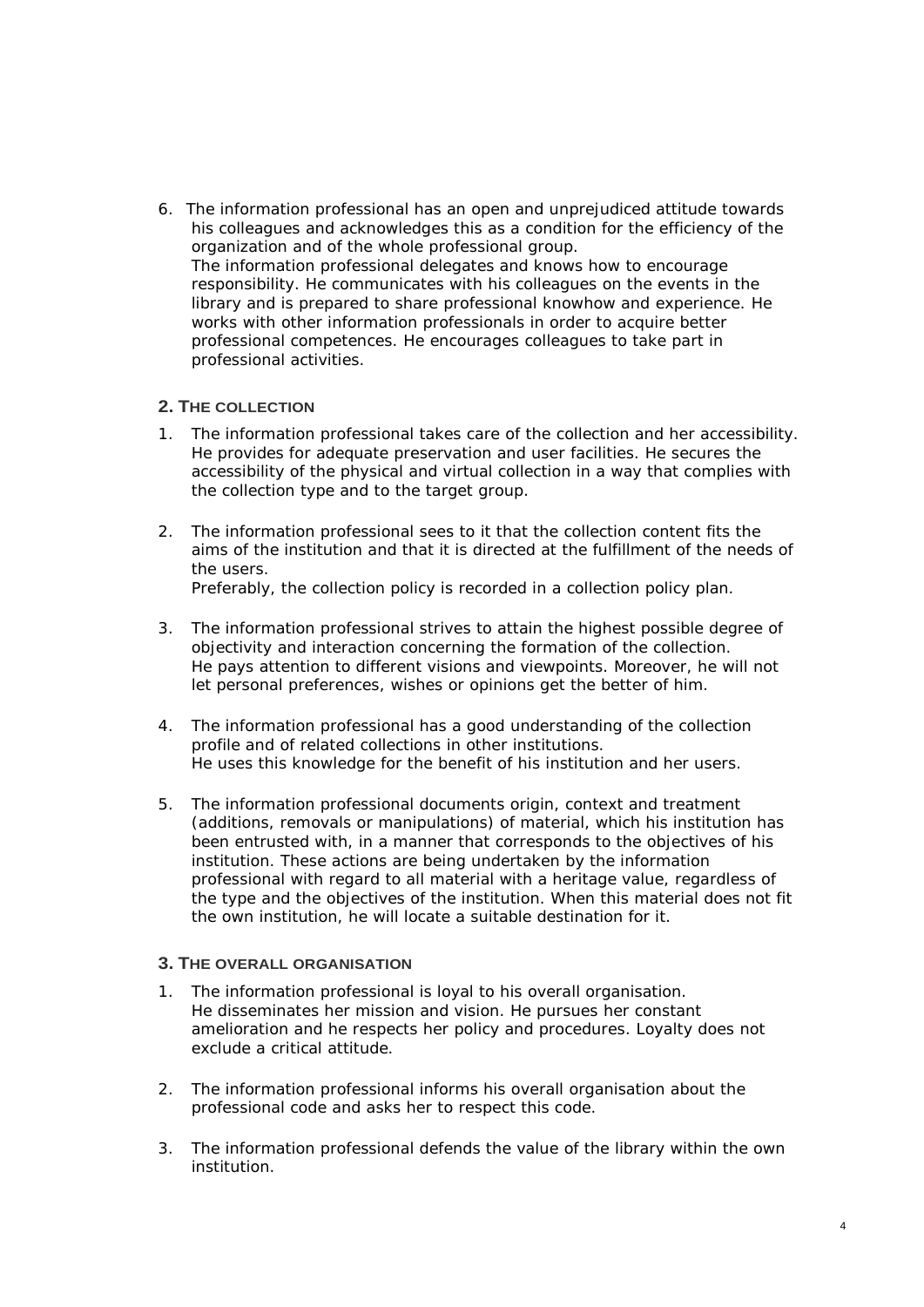6. The information professional has an open and unprejudiced attitude towards his colleagues and acknowledges this as a condition for the efficiency of the organization and of the whole professional group.
   The information professional delegates and knows how to encourage responsibility. He communicates with his colleagues on the events in the library and is prepared to share professional knowhow and experience. He works with other information professionals in order to acquire better professional competences. He encourages colleagues to take part in professional activities.

## 2. The collection

1. The information professional takes care of the collection and her accessibility. He provides for adequate preservation and user facilities. He secures the accessibility of the physical and virtual collection in a way that complies with the collection type and to the target group.

2. The information professional sees to it that the collection content fits the aims of the institution and that it is directed at the fulfillment of the needs of the users.
   Preferably, the collection policy is recorded in a collection policy plan.

3. The information professional strives to attain the highest possible degree of objectivity and interaction concerning the formation of the collection.
   He pays attention to different visions and viewpoints. Moreover, he will not let personal preferences, wishes or opinions get the better of him.

4. The information professional has a good understanding of the collection profile and of related collections in other institutions.
   He uses this knowledge for the benefit of his institution and her users.

5. The information professional documents origin, context and treatment (additions, removals or manipulations) of material, which his institution has been entrusted with, in a manner that corresponds to the objectives of his institution. These actions are being undertaken by the information professional with regard to all material with a heritage value, regardless of the type and the objectives of the institution. When this material does not fit the own institution, he will locate a suitable destination for it.

## 3. The overall organisation

1. The information professional is loyal to his overall organisation.
   He disseminates her mission and vision. He pursues her constant amelioration and he respects her policy and procedures. Loyalty does not exclude a critical attitude.

2. The information professional informs his overall organisation about the professional code and asks her to respect this code.

3. The information professional defends the value of the library within the own institution.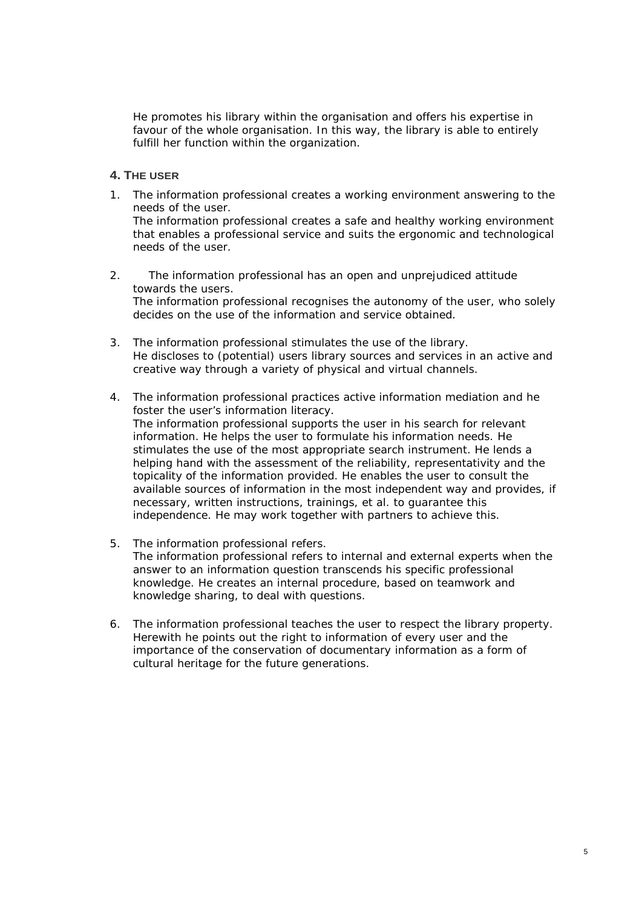He promotes his library within the organisation and offers his expertise in favour of the whole organisation. In this way, the library is able to entirely fulfill her function within the organization.

## 4. The user

1. The information professional creates a working environment answering to the needs of the user.
   The information professional creates a safe and healthy working environment that enables a professional service and suits the ergonomic and technological needs of the user.

2. The information professional has an open and unprejudiced attitude towards the users.
   The information professional recognises the autonomy of the user, who solely decides on the use of the information and service obtained.

3. The information professional stimulates the use of the library.
   He discloses to (potential) users library sources and services in an active and creative way through a variety of physical and virtual channels.

4. The information professional practices active information mediation and he foster the user's information literacy.
   The information professional supports the user in his search for relevant information. He helps the user to formulate his information needs. He stimulates the use of the most appropriate search instrument. He lends a helping hand with the assessment of the reliability, representativity and the topicality of the information provided. He enables the user to consult the available sources of information in the most independent way and provides, if necessary, written instructions, trainings, et al. to guarantee this independence. He may work together with partners to achieve this.

5. The information professional refers.
   The information professional refers to internal and external experts when the answer to an information question transcends his specific professional knowledge. He creates an internal procedure, based on teamwork and knowledge sharing, to deal with questions.

6. The information professional teaches the user to respect the library property.
   Herewith he points out the right to information of every user and the importance of the conservation of documentary information as a form of cultural heritage for the future generations.